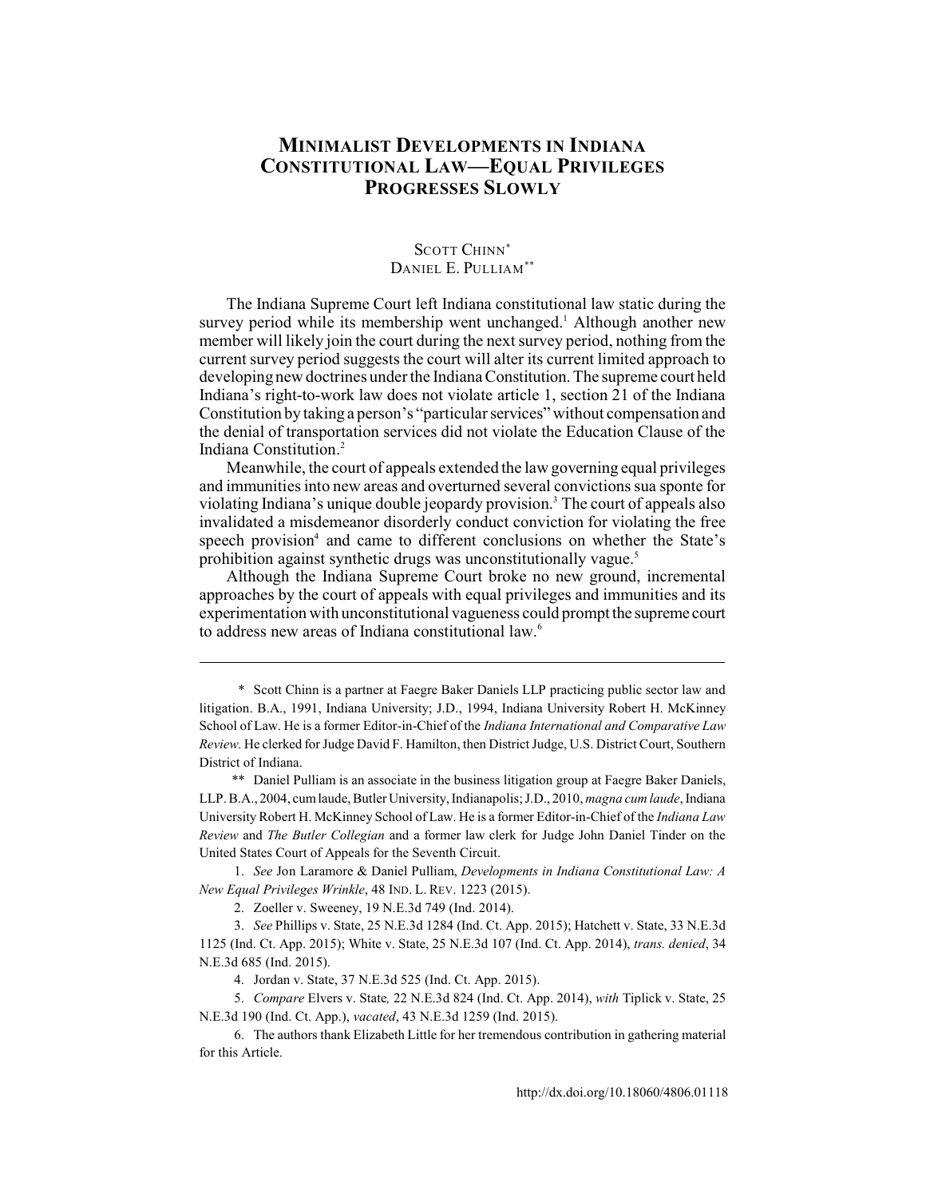# MINIMALIST DEVELOPMENTS IN INDIANA CONSTITUTIONAL LAW—EQUAL PRIVILEGES PROGRESSES SLOWLY

SCOTT CHINN*
DANIEL E. PULLIAM**

The Indiana Supreme Court left Indiana constitutional law static during the survey period while its membership went unchanged.[1] Although another new member will likely join the court during the next survey period, nothing from the current survey period suggests the court will alter its current limited approach to developing new doctrines under the Indiana Constitution. The supreme court held Indiana's right-to-work law does not violate article 1, section 21 of the Indiana Constitution by taking a person's "particular services" without compensation and the denial of transportation services did not violate the Education Clause of the Indiana Constitution.[2]

Meanwhile, the court of appeals extended the law governing equal privileges and immunities into new areas and overturned several convictions sua sponte for violating Indiana's unique double jeopardy provision.[3] The court of appeals also invalidated a misdemeanor disorderly conduct conviction for violating the free speech provision[4] and came to different conclusions on whether the State's prohibition against synthetic drugs was unconstitutionally vague.[5]

Although the Indiana Supreme Court broke no new ground, incremental approaches by the court of appeals with equal privileges and immunities and its experimentation with unconstitutional vagueness could prompt the supreme court to address new areas of Indiana constitutional law.[6]

---

\* Scott Chinn is a partner at Faegre Baker Daniels LLP practicing public sector law and litigation. B.A., 1991, Indiana University; J.D., 1994, Indiana University Robert H. McKinney School of Law. He is a former Editor-in-Chief of the *Indiana International and Comparative Law Review.* He clerked for Judge David F. Hamilton, then District Judge, U.S. District Court, Southern District of Indiana.

\** Daniel Pulliam is an associate in the business litigation group at Faegre Baker Daniels, LLP. B.A., 2004, cum laude, Butler University, Indianapolis; J.D., 2010, *magna cum laude*, Indiana University Robert H. McKinney School of Law. He is a former Editor-in-Chief of the *Indiana Law Review* and *The Butler Collegian* and a former law clerk for Judge John Daniel Tinder on the United States Court of Appeals for the Seventh Circuit.

1. *See* Jon Laramore & Daniel Pulliam, *Developments in Indiana Constitutional Law: A New Equal Privileges Wrinkle*, 48 IND. L. REV. 1223 (2015).

2. Zoeller v. Sweeney, 19 N.E.3d 749 (Ind. 2014).

3. *See* Phillips v. State, 25 N.E.3d 1284 (Ind. Ct. App. 2015); Hatchett v. State, 33 N.E.3d 1125 (Ind. Ct. App. 2015); White v. State, 25 N.E.3d 107 (Ind. Ct. App. 2014), *trans. denied*, 34 N.E.3d 685 (Ind. 2015).

4. Jordan v. State, 37 N.E.3d 525 (Ind. Ct. App. 2015).

5. *Compare* Elvers v. State*,* 22 N.E.3d 824 (Ind. Ct. App. 2014), *with* Tiplick v. State, 25 N.E.3d 190 (Ind. Ct. App.), *vacated*, 43 N.E.3d 1259 (Ind. 2015).

6. The authors thank Elizabeth Little for her tremendous contribution in gathering material for this Article.

http://dx.doi.org/10.18060/4806.01118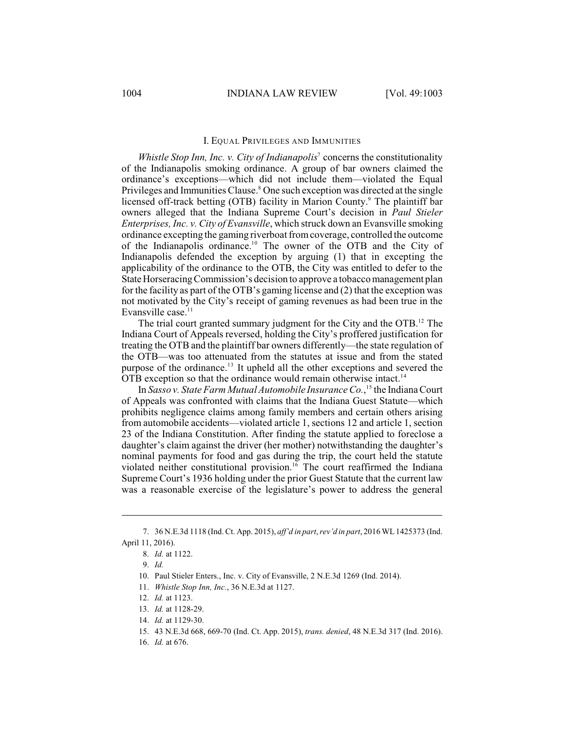## I. Equal Privileges and Immunities

*Whistle Stop Inn, Inc. v. City of Indianapolis*[7] concerns the constitutionality of the Indianapolis smoking ordinance. A group of bar owners claimed the ordinance's exceptions—which did not include them—violated the Equal Privileges and Immunities Clause.[8] One such exception was directed at the single licensed off-track betting (OTB) facility in Marion County.[9] The plaintiff bar owners alleged that the Indiana Supreme Court's decision in *Paul Stieler Enterprises, Inc. v. City of Evansville*, which struck down an Evansville smoking ordinance excepting the gaming riverboat from coverage, controlled the outcome of the Indianapolis ordinance.[10] The owner of the OTB and the City of Indianapolis defended the exception by arguing (1) that in excepting the applicability of the ordinance to the OTB, the City was entitled to defer to the State Horseracing Commission's decision to approve a tobacco management plan for the facility as part of the OTB's gaming license and (2) that the exception was not motivated by the City's receipt of gaming revenues as had been true in the Evansville case.[11]

The trial court granted summary judgment for the City and the OTB.[12] The Indiana Court of Appeals reversed, holding the City's proffered justification for treating the OTB and the plaintiff bar owners differently—the state regulation of the OTB—was too attenuated from the statutes at issue and from the stated purpose of the ordinance.[13] It upheld all the other exceptions and severed the OTB exception so that the ordinance would remain otherwise intact.[14]

In *Sasso v. State Farm Mutual Automobile Insurance Co.*,[15] the Indiana Court of Appeals was confronted with claims that the Indiana Guest Statute—which prohibits negligence claims among family members and certain others arising from automobile accidents—violated article 1, sections 12 and article 1, section 23 of the Indiana Constitution. After finding the statute applied to foreclose a daughter's claim against the driver (her mother) notwithstanding the daughter's nominal payments for food and gas during the trip, the court held the statute violated neither constitutional provision.[16] The court reaffirmed the Indiana Supreme Court's 1936 holding under the prior Guest Statute that the current law was a reasonable exercise of the legislature's power to address the general

---

7. 36 N.E.3d 1118 (Ind. Ct. App. 2015), *aff'd in part*, *rev'd in part*, 2016 WL 1425373 (Ind. April 11, 2016).

8. *Id.* at 1122.

9. *Id.*

10. Paul Stieler Enters., Inc. v. City of Evansville, 2 N.E.3d 1269 (Ind. 2014).

11. *Whistle Stop Inn, Inc.*, 36 N.E.3d at 1127.

12. *Id.* at 1123.

13. *Id.* at 1128-29.

14. *Id.* at 1129-30.

15. 43 N.E.3d 668, 669-70 (Ind. Ct. App. 2015), *trans. denied*, 48 N.E.3d 317 (Ind. 2016).

16. *Id.* at 676.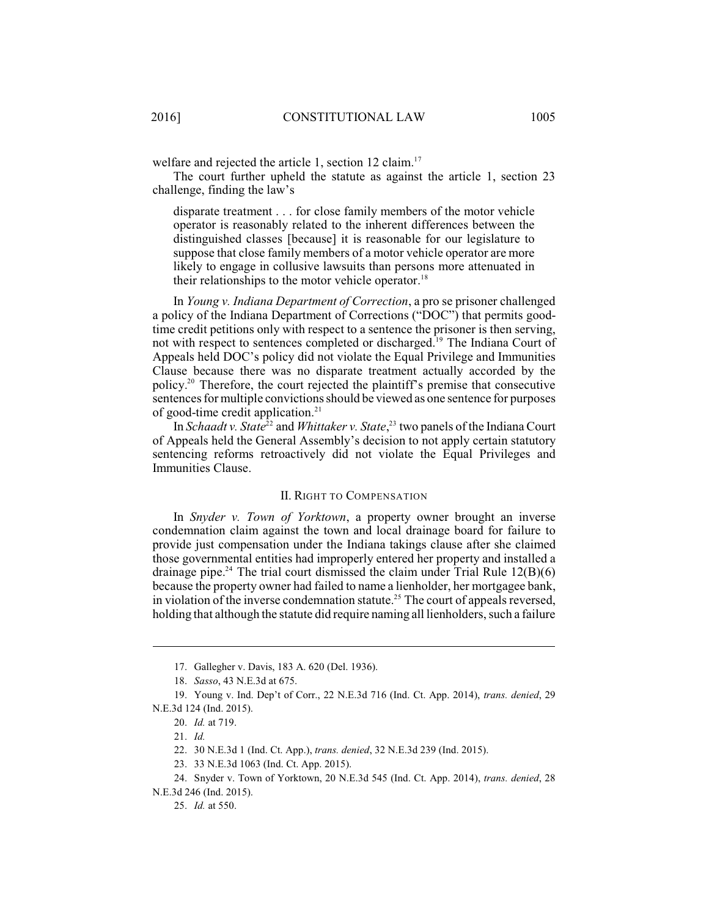welfare and rejected the article 1, section 12 claim.[17]

The court further upheld the statute as against the article 1, section 23 challenge, finding the law's

> disparate treatment . . . for close family members of the motor vehicle operator is reasonably related to the inherent differences between the distinguished classes [because] it is reasonable for our legislature to suppose that close family members of a motor vehicle operator are more likely to engage in collusive lawsuits than persons more attenuated in their relationships to the motor vehicle operator.[18]

In *Young v. Indiana Department of Correction*, a pro se prisoner challenged a policy of the Indiana Department of Corrections ("DOC") that permits good-time credit petitions only with respect to a sentence the prisoner is then serving, not with respect to sentences completed or discharged.[19] The Indiana Court of Appeals held DOC's policy did not violate the Equal Privilege and Immunities Clause because there was no disparate treatment actually accorded by the policy.[20] Therefore, the court rejected the plaintiff's premise that consecutive sentences for multiple convictions should be viewed as one sentence for purposes of good-time credit application.[21]

In *Schaadt v. State*[22] and *Whittaker v. State*,[23] two panels of the Indiana Court of Appeals held the General Assembly's decision to not apply certain statutory sentencing reforms retroactively did not violate the Equal Privileges and Immunities Clause.

## II. Right to Compensation

In *Snyder v. Town of Yorktown*, a property owner brought an inverse condemnation claim against the town and local drainage board for failure to provide just compensation under the Indiana takings clause after she claimed those governmental entities had improperly entered her property and installed a drainage pipe.[24] The trial court dismissed the claim under Trial Rule 12(B)(6) because the property owner had failed to name a lienholder, her mortgagee bank, in violation of the inverse condemnation statute.[25] The court of appeals reversed, holding that although the statute did require naming all lienholders, such a failure

---

17. Gallegher v. Davis, 183 A. 620 (Del. 1936).

18. *Sasso*, 43 N.E.3d at 675.

19. Young v. Ind. Dep't of Corr., 22 N.E.3d 716 (Ind. Ct. App. 2014), *trans. denied*, 29 N.E.3d 124 (Ind. 2015).

20. *Id.* at 719.

21. *Id.*

22. 30 N.E.3d 1 (Ind. Ct. App.), *trans. denied*, 32 N.E.3d 239 (Ind. 2015).

23. 33 N.E.3d 1063 (Ind. Ct. App. 2015).

24. Snyder v. Town of Yorktown, 20 N.E.3d 545 (Ind. Ct. App. 2014), *trans. denied*, 28 N.E.3d 246 (Ind. 2015).

25. *Id.* at 550.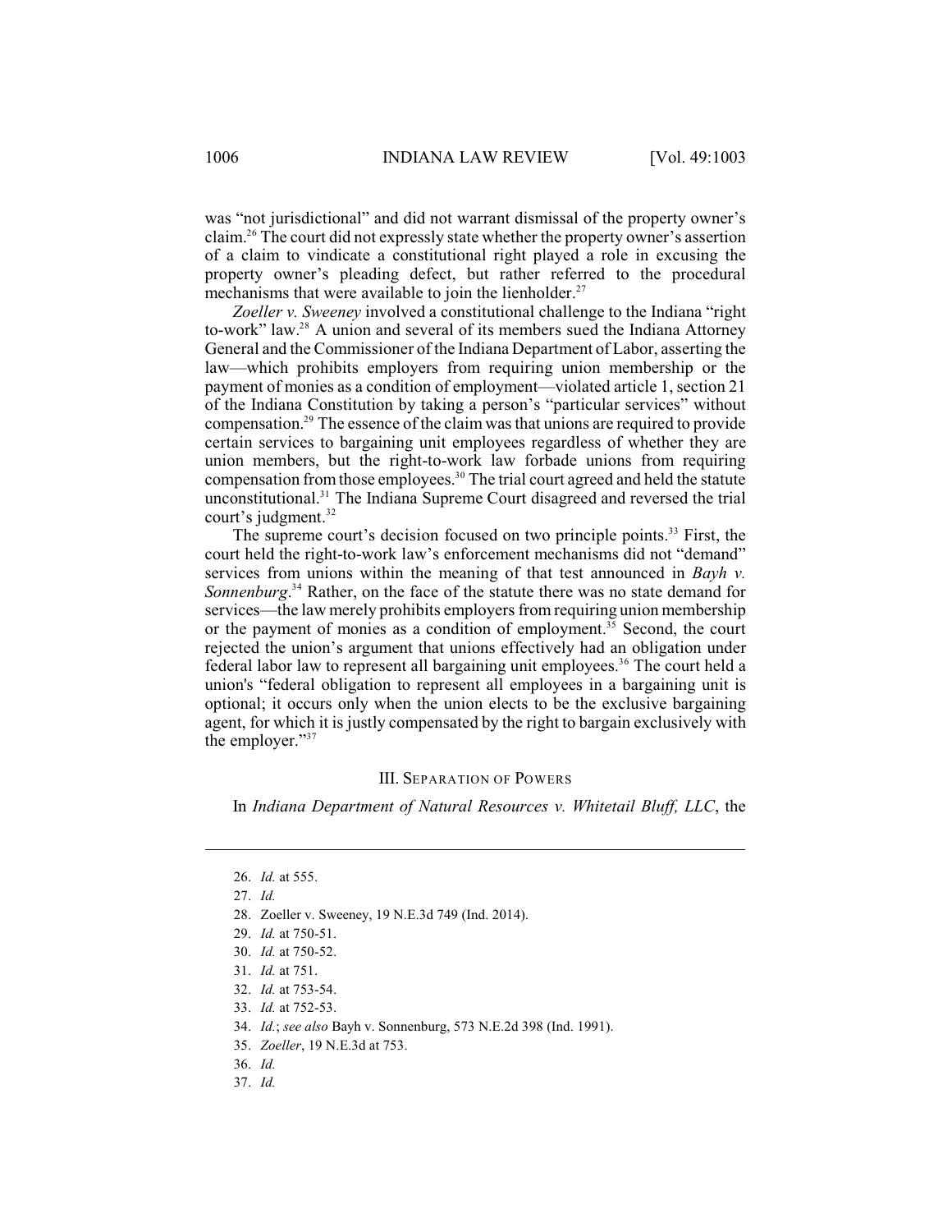was "not jurisdictional" and did not warrant dismissal of the property owner's claim.[26] The court did not expressly state whether the property owner's assertion of a claim to vindicate a constitutional right played a role in excusing the property owner's pleading defect, but rather referred to the procedural mechanisms that were available to join the lienholder.[27]

*Zoeller v. Sweeney* involved a constitutional challenge to the Indiana "right to-work" law.[28] A union and several of its members sued the Indiana Attorney General and the Commissioner of the Indiana Department of Labor, asserting the law—which prohibits employers from requiring union membership or the payment of monies as a condition of employment—violated article 1, section 21 of the Indiana Constitution by taking a person's "particular services" without compensation.[29] The essence of the claim was that unions are required to provide certain services to bargaining unit employees regardless of whether they are union members, but the right-to-work law forbade unions from requiring compensation from those employees.[30] The trial court agreed and held the statute unconstitutional.[31] The Indiana Supreme Court disagreed and reversed the trial court's judgment.[32]

The supreme court's decision focused on two principle points.[33] First, the court held the right-to-work law's enforcement mechanisms did not "demand" services from unions within the meaning of that test announced in *Bayh v. Sonnenburg*.[34] Rather, on the face of the statute there was no state demand for services—the law merely prohibits employers from requiring union membership or the payment of monies as a condition of employment.[35] Second, the court rejected the union's argument that unions effectively had an obligation under federal labor law to represent all bargaining unit employees.[36] The court held a union's "federal obligation to represent all employees in a bargaining unit is optional; it occurs only when the union elects to be the exclusive bargaining agent, for which it is justly compensated by the right to bargain exclusively with the employer."[37]

## III. SEPARATION OF POWERS

In *Indiana Department of Natural Resources v. Whitetail Bluff, LLC*, the

---

26. *Id.* at 555.
27. *Id.*
28. Zoeller v. Sweeney, 19 N.E.3d 749 (Ind. 2014).
29. *Id.* at 750-51.
30. *Id.* at 750-52.
31. *Id.* at 751.
32. *Id.* at 753-54.
33. *Id.* at 752-53.
34. *Id.*; *see also* Bayh v. Sonnenburg, 573 N.E.2d 398 (Ind. 1991).
35. *Zoeller*, 19 N.E.3d at 753.
36. *Id.*
37. *Id.*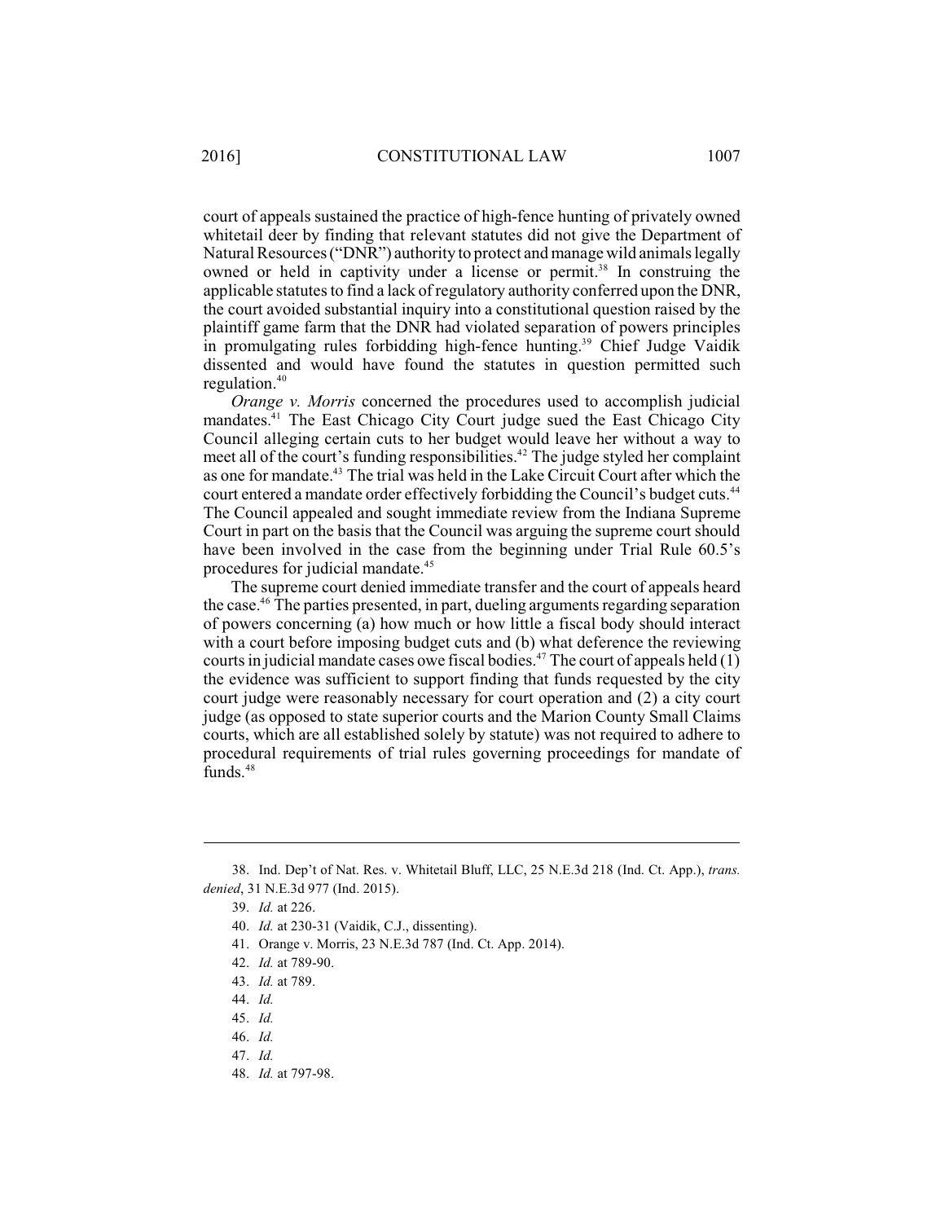court of appeals sustained the practice of high-fence hunting of privately owned whitetail deer by finding that relevant statutes did not give the Department of Natural Resources ("DNR") authority to protect and manage wild animals legally owned or held in captivity under a license or permit.[38] In construing the applicable statutes to find a lack of regulatory authority conferred upon the DNR, the court avoided substantial inquiry into a constitutional question raised by the plaintiff game farm that the DNR had violated separation of powers principles in promulgating rules forbidding high-fence hunting.[39] Chief Judge Vaidik dissented and would have found the statutes in question permitted such regulation.[40]

*Orange v. Morris* concerned the procedures used to accomplish judicial mandates.[41] The East Chicago City Court judge sued the East Chicago City Council alleging certain cuts to her budget would leave her without a way to meet all of the court's funding responsibilities.[42] The judge styled her complaint as one for mandate.[43] The trial was held in the Lake Circuit Court after which the court entered a mandate order effectively forbidding the Council's budget cuts.[44] The Council appealed and sought immediate review from the Indiana Supreme Court in part on the basis that the Council was arguing the supreme court should have been involved in the case from the beginning under Trial Rule 60.5's procedures for judicial mandate.[45]

The supreme court denied immediate transfer and the court of appeals heard the case.[46] The parties presented, in part, dueling arguments regarding separation of powers concerning (a) how much or how little a fiscal body should interact with a court before imposing budget cuts and (b) what deference the reviewing courts in judicial mandate cases owe fiscal bodies.[47] The court of appeals held (1) the evidence was sufficient to support finding that funds requested by the city court judge were reasonably necessary for court operation and (2) a city court judge (as opposed to state superior courts and the Marion County Small Claims courts, which are all established solely by statute) was not required to adhere to procedural requirements of trial rules governing proceedings for mandate of funds.[48]

---

38. Ind. Dep't of Nat. Res. v. Whitetail Bluff, LLC, 25 N.E.3d 218 (Ind. Ct. App.), *trans. denied*, 31 N.E.3d 977 (Ind. 2015).

39. *Id.* at 226.

40. *Id.* at 230-31 (Vaidik, C.J., dissenting).

41. Orange v. Morris, 23 N.E.3d 787 (Ind. Ct. App. 2014).

42. *Id.* at 789-90.

43. *Id.* at 789.

44. *Id.*

45. *Id.*

46. *Id.*

47. *Id.*

48. *Id.* at 797-98.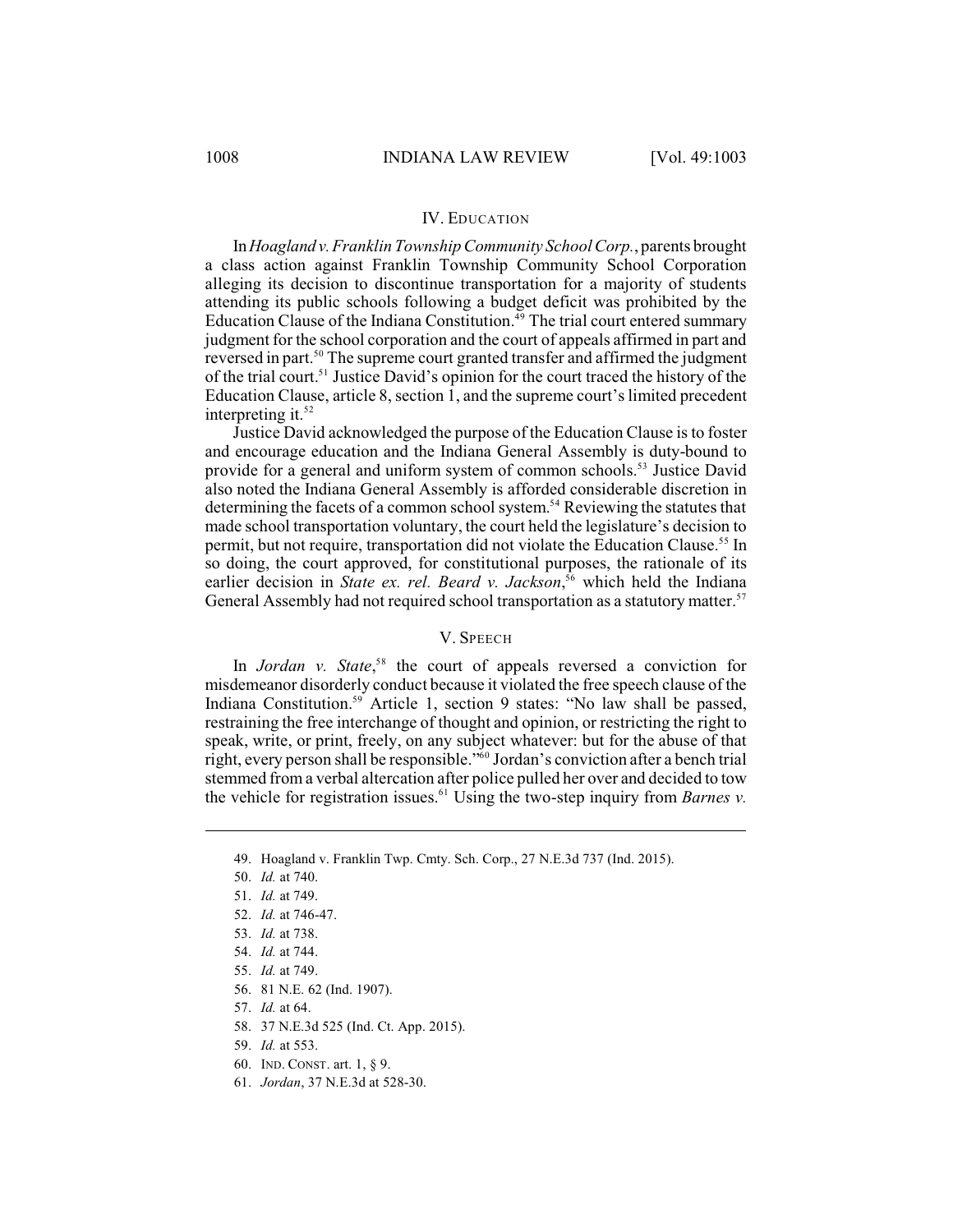## IV. EDUCATION

In *Hoagland v. Franklin Township Community School Corp.*, parents brought a class action against Franklin Township Community School Corporation alleging its decision to discontinue transportation for a majority of students attending its public schools following a budget deficit was prohibited by the Education Clause of the Indiana Constitution.[49] The trial court entered summary judgment for the school corporation and the court of appeals affirmed in part and reversed in part.[50] The supreme court granted transfer and affirmed the judgment of the trial court.[51] Justice David's opinion for the court traced the history of the Education Clause, article 8, section 1, and the supreme court's limited precedent interpreting it.[52]

Justice David acknowledged the purpose of the Education Clause is to foster and encourage education and the Indiana General Assembly is duty-bound to provide for a general and uniform system of common schools.[53] Justice David also noted the Indiana General Assembly is afforded considerable discretion in determining the facets of a common school system.[54] Reviewing the statutes that made school transportation voluntary, the court held the legislature's decision to permit, but not require, transportation did not violate the Education Clause.[55] In so doing, the court approved, for constitutional purposes, the rationale of its earlier decision in *State ex. rel. Beard v. Jackson*,[56] which held the Indiana General Assembly had not required school transportation as a statutory matter.[57]

## V. SPEECH

In *Jordan v. State*,[58] the court of appeals reversed a conviction for misdemeanor disorderly conduct because it violated the free speech clause of the Indiana Constitution.[59] Article 1, section 9 states: "No law shall be passed, restraining the free interchange of thought and opinion, or restricting the right to speak, write, or print, freely, on any subject whatever: but for the abuse of that right, every person shall be responsible."[60] Jordan's conviction after a bench trial stemmed from a verbal altercation after police pulled her over and decided to tow the vehicle for registration issues.[61] Using the two-step inquiry from *Barnes v.*

---

49. Hoagland v. Franklin Twp. Cmty. Sch. Corp., 27 N.E.3d 737 (Ind. 2015).
50. *Id.* at 740.
51. *Id.* at 749.
52. *Id.* at 746-47.
53. *Id.* at 738.
54. *Id.* at 744.
55. *Id.* at 749.
56. 81 N.E. 62 (Ind. 1907).
57. *Id.* at 64.
58. 37 N.E.3d 525 (Ind. Ct. App. 2015).
59. *Id.* at 553.
60. IND. CONST. art. 1, § 9.
61. *Jordan*, 37 N.E.3d at 528-30.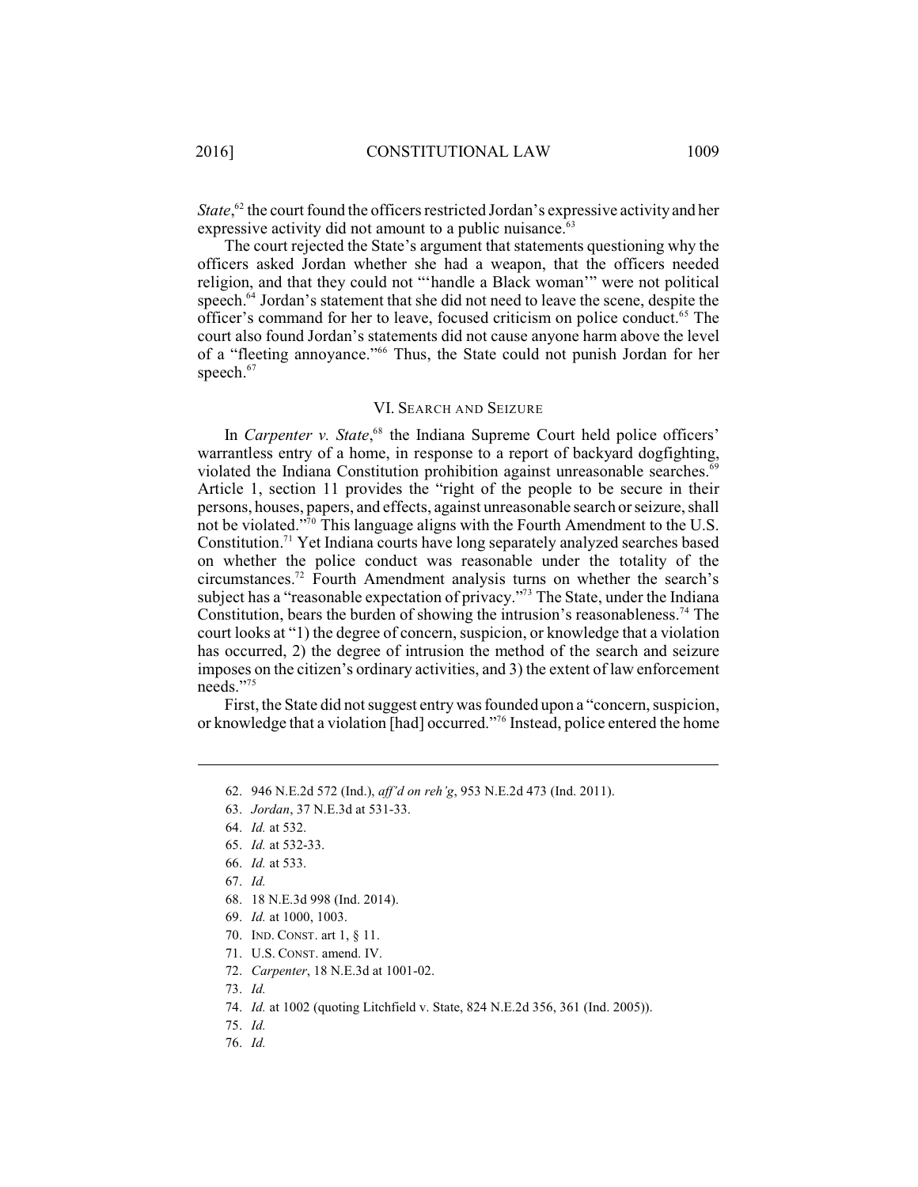*State*,[62] the court found the officers restricted Jordan's expressive activity and her expressive activity did not amount to a public nuisance.[63]

The court rejected the State's argument that statements questioning why the officers asked Jordan whether she had a weapon, that the officers needed religion, and that they could not "'handle a Black woman'" were not political speech.[64] Jordan's statement that she did not need to leave the scene, despite the officer's command for her to leave, focused criticism on police conduct.[65] The court also found Jordan's statements did not cause anyone harm above the level of a "fleeting annoyance."[66] Thus, the State could not punish Jordan for her speech.[67]

## VI. SEARCH AND SEIZURE

In *Carpenter v. State*,[68] the Indiana Supreme Court held police officers' warrantless entry of a home, in response to a report of backyard dogfighting, violated the Indiana Constitution prohibition against unreasonable searches.[69] Article 1, section 11 provides the "right of the people to be secure in their persons, houses, papers, and effects, against unreasonable search or seizure, shall not be violated."[70] This language aligns with the Fourth Amendment to the U.S. Constitution.[71] Yet Indiana courts have long separately analyzed searches based on whether the police conduct was reasonable under the totality of the circumstances.[72] Fourth Amendment analysis turns on whether the search's subject has a "reasonable expectation of privacy."[73] The State, under the Indiana Constitution, bears the burden of showing the intrusion's reasonableness.[74] The court looks at "1) the degree of concern, suspicion, or knowledge that a violation has occurred, 2) the degree of intrusion the method of the search and seizure imposes on the citizen's ordinary activities, and 3) the extent of law enforcement needs."[75]

First, the State did not suggest entry was founded upon a "concern, suspicion, or knowledge that a violation [had] occurred."[76] Instead, police entered the home

---

62. 946 N.E.2d 572 (Ind.), *aff'd on reh'g*, 953 N.E.2d 473 (Ind. 2011).
63. *Jordan*, 37 N.E.3d at 531-33.
64. *Id.* at 532.
65. *Id.* at 532-33.
66. *Id.* at 533.
67. *Id.*
68. 18 N.E.3d 998 (Ind. 2014).
69. *Id.* at 1000, 1003.
70. IND. CONST. art 1, § 11.
71. U.S. CONST. amend. IV.
72. *Carpenter*, 18 N.E.3d at 1001-02.
73. *Id.*
74. *Id.* at 1002 (quoting Litchfield v. State, 824 N.E.2d 356, 361 (Ind. 2005)).
75. *Id.*
76. *Id.*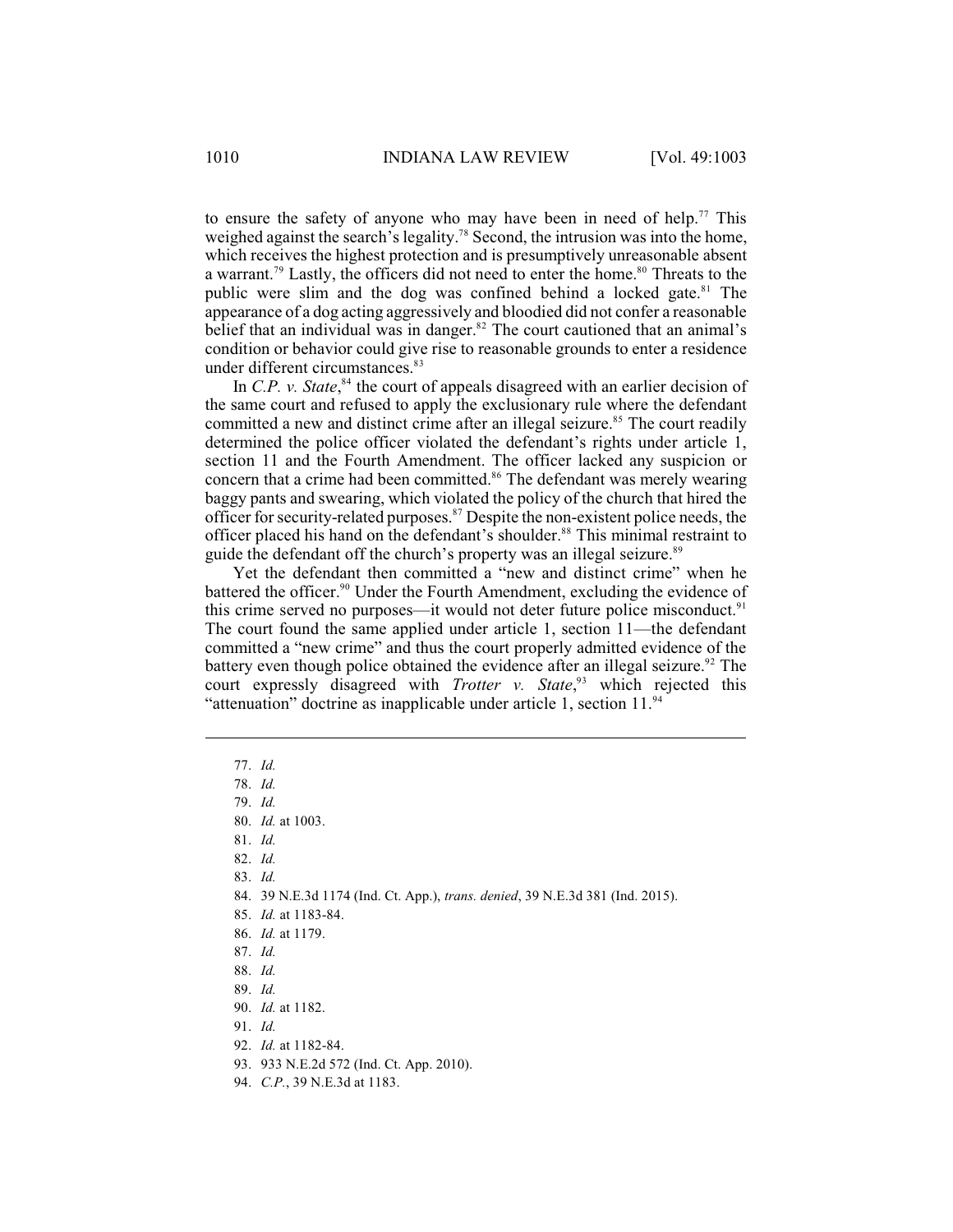to ensure the safety of anyone who may have been in need of help.[77] This weighed against the search's legality.[78] Second, the intrusion was into the home, which receives the highest protection and is presumptively unreasonable absent a warrant.[79] Lastly, the officers did not need to enter the home.[80] Threats to the public were slim and the dog was confined behind a locked gate.[81] The appearance of a dog acting aggressively and bloodied did not confer a reasonable belief that an individual was in danger.[82] The court cautioned that an animal's condition or behavior could give rise to reasonable grounds to enter a residence under different circumstances.[83]

In *C.P. v. State*,[84] the court of appeals disagreed with an earlier decision of the same court and refused to apply the exclusionary rule where the defendant committed a new and distinct crime after an illegal seizure.[85] The court readily determined the police officer violated the defendant's rights under article 1, section 11 and the Fourth Amendment. The officer lacked any suspicion or concern that a crime had been committed.[86] The defendant was merely wearing baggy pants and swearing, which violated the policy of the church that hired the officer for security-related purposes.[87] Despite the non-existent police needs, the officer placed his hand on the defendant's shoulder.[88] This minimal restraint to guide the defendant off the church's property was an illegal seizure.[89]

Yet the defendant then committed a "new and distinct crime" when he battered the officer.[90] Under the Fourth Amendment, excluding the evidence of this crime served no purposes—it would not deter future police misconduct.[91] The court found the same applied under article 1, section 11—the defendant committed a "new crime" and thus the court properly admitted evidence of the battery even though police obtained the evidence after an illegal seizure.[92] The court expressly disagreed with *Trotter v. State*,[93] which rejected this "attenuation" doctrine as inapplicable under article 1, section 11.[94]

---

77. *Id.*
78. *Id.*
79. *Id.*
80. *Id.* at 1003.
81. *Id.*
82. *Id.*
83. *Id.*
84. 39 N.E.3d 1174 (Ind. Ct. App.), *trans. denied*, 39 N.E.3d 381 (Ind. 2015).
85. *Id.* at 1183-84.
86. *Id.* at 1179.
87. *Id.*
88. *Id.*
89. *Id.*
90. *Id.* at 1182.
91. *Id.*
92. *Id.* at 1182-84.
93. 933 N.E.2d 572 (Ind. Ct. App. 2010).
94. *C.P.*, 39 N.E.3d at 1183.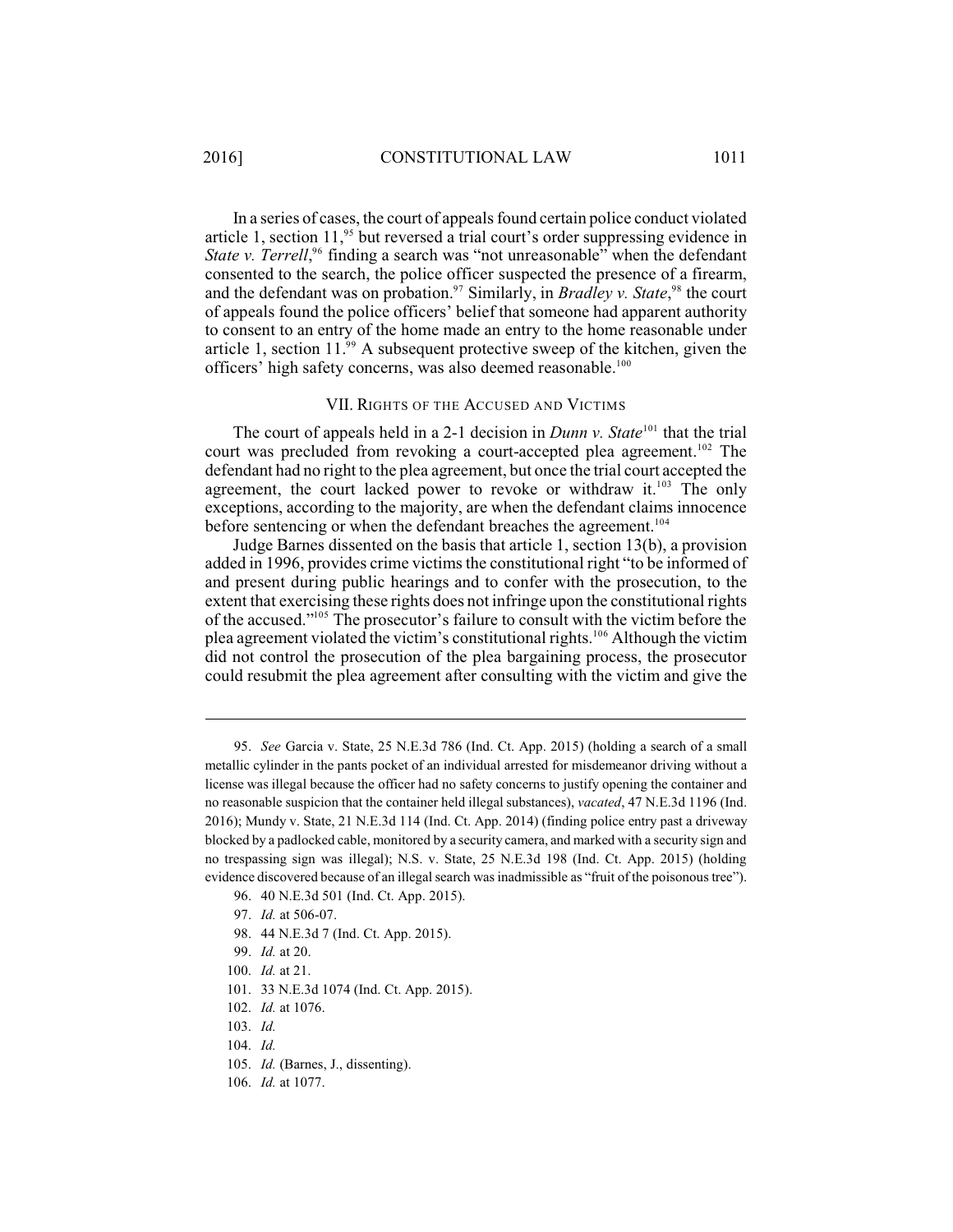In a series of cases, the court of appeals found certain police conduct violated article 1, section 11,[95] but reversed a trial court's order suppressing evidence in *State v. Terrell*,[96] finding a search was "not unreasonable" when the defendant consented to the search, the police officer suspected the presence of a firearm, and the defendant was on probation.[97] Similarly, in *Bradley v. State*,[98] the court of appeals found the police officers' belief that someone had apparent authority to consent to an entry of the home made an entry to the home reasonable under article 1, section 11.[99] A subsequent protective sweep of the kitchen, given the officers' high safety concerns, was also deemed reasonable.[100]

## VII. RIGHTS OF THE ACCUSED AND VICTIMS

The court of appeals held in a 2-1 decision in *Dunn v. State*[101] that the trial court was precluded from revoking a court-accepted plea agreement.[102] The defendant had no right to the plea agreement, but once the trial court accepted the agreement, the court lacked power to revoke or withdraw it.[103] The only exceptions, according to the majority, are when the defendant claims innocence before sentencing or when the defendant breaches the agreement.[104]

Judge Barnes dissented on the basis that article 1, section 13(b), a provision added in 1996, provides crime victims the constitutional right "to be informed of and present during public hearings and to confer with the prosecution, to the extent that exercising these rights does not infringe upon the constitutional rights of the accused."[105] The prosecutor's failure to consult with the victim before the plea agreement violated the victim's constitutional rights.[106] Although the victim did not control the prosecution of the plea bargaining process, the prosecutor could resubmit the plea agreement after consulting with the victim and give the

---

95. *See* Garcia v. State, 25 N.E.3d 786 (Ind. Ct. App. 2015) (holding a search of a small metallic cylinder in the pants pocket of an individual arrested for misdemeanor driving without a license was illegal because the officer had no safety concerns to justify opening the container and no reasonable suspicion that the container held illegal substances), *vacated*, 47 N.E.3d 1196 (Ind. 2016); Mundy v. State, 21 N.E.3d 114 (Ind. Ct. App. 2014) (finding police entry past a driveway blocked by a padlocked cable, monitored by a security camera, and marked with a security sign and no trespassing sign was illegal); N.S. v. State, 25 N.E.3d 198 (Ind. Ct. App. 2015) (holding evidence discovered because of an illegal search was inadmissible as "fruit of the poisonous tree").

96. 40 N.E.3d 501 (Ind. Ct. App. 2015).

97. *Id.* at 506-07.

98. 44 N.E.3d 7 (Ind. Ct. App. 2015).

99. *Id.* at 20.

100. *Id.* at 21.

101. 33 N.E.3d 1074 (Ind. Ct. App. 2015).

102. *Id.* at 1076.

103. *Id.*

104. *Id.*

105. *Id.* (Barnes, J., dissenting).

106. *Id.* at 1077.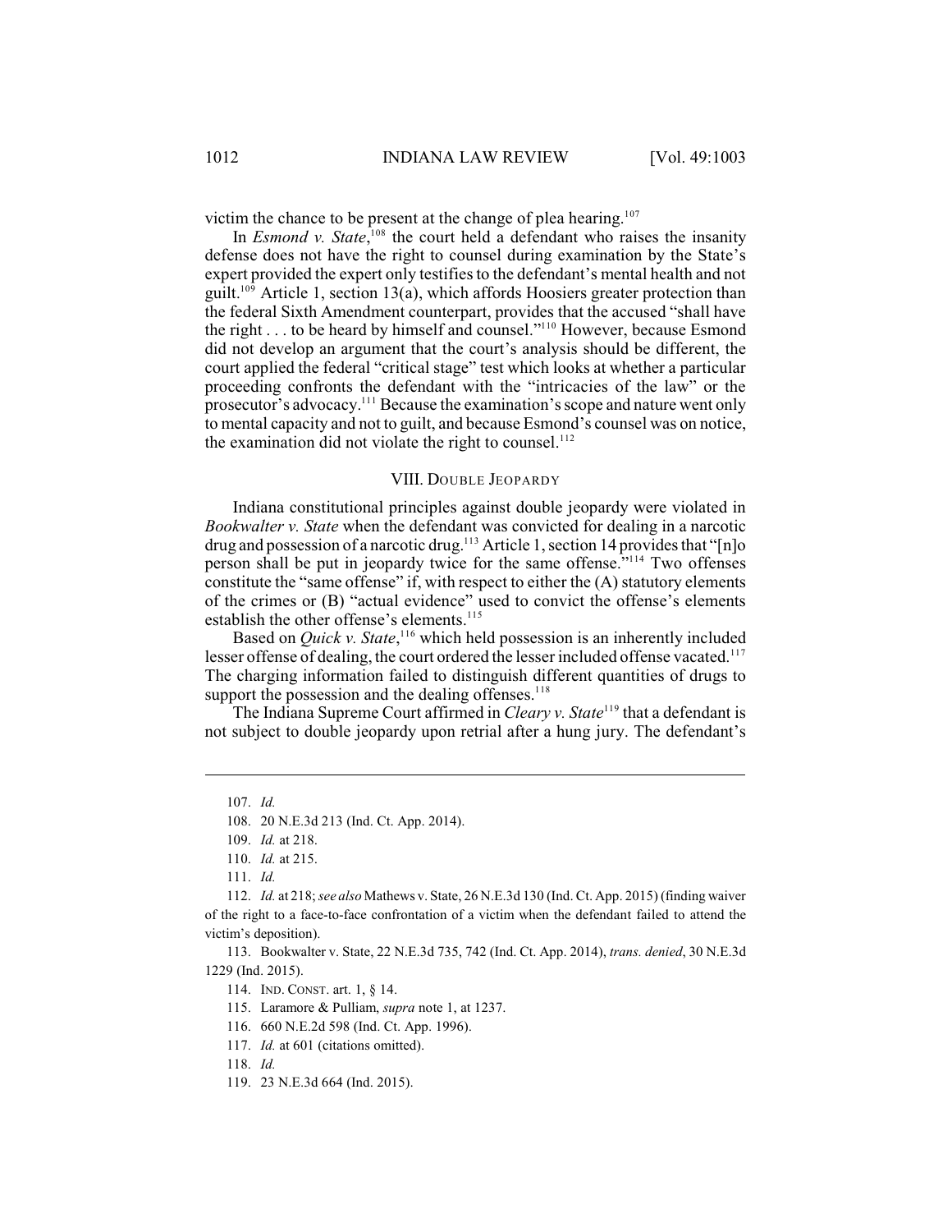victim the chance to be present at the change of plea hearing.[107]

In *Esmond v. State*,[108] the court held a defendant who raises the insanity defense does not have the right to counsel during examination by the State's expert provided the expert only testifies to the defendant's mental health and not guilt.[109] Article 1, section 13(a), which affords Hoosiers greater protection than the federal Sixth Amendment counterpart, provides that the accused "shall have the right . . . to be heard by himself and counsel."[110] However, because Esmond did not develop an argument that the court's analysis should be different, the court applied the federal "critical stage" test which looks at whether a particular proceeding confronts the defendant with the "intricacies of the law" or the prosecutor's advocacy.[111] Because the examination's scope and nature went only to mental capacity and not to guilt, and because Esmond's counsel was on notice, the examination did not violate the right to counsel.[112]

## VIII. DOUBLE JEOPARDY

Indiana constitutional principles against double jeopardy were violated in *Bookwalter v. State* when the defendant was convicted for dealing in a narcotic drug and possession of a narcotic drug.[113] Article 1, section 14 provides that "[n]o person shall be put in jeopardy twice for the same offense."[114] Two offenses constitute the "same offense" if, with respect to either the (A) statutory elements of the crimes or (B) "actual evidence" used to convict the offense's elements establish the other offense's elements.[115]

Based on *Quick v. State*,[116] which held possession is an inherently included lesser offense of dealing, the court ordered the lesser included offense vacated.[117] The charging information failed to distinguish different quantities of drugs to support the possession and the dealing offenses.[118]

The Indiana Supreme Court affirmed in *Cleary v. State*[119] that a defendant is not subject to double jeopardy upon retrial after a hung jury. The defendant's

---

107. *Id.*

108. 20 N.E.3d 213 (Ind. Ct. App. 2014).

109. *Id.* at 218.

110. *Id.* at 215.

111. *Id.*

112. *Id.* at 218; *see also* Mathews v. State, 26 N.E.3d 130 (Ind. Ct. App. 2015) (finding waiver of the right to a face-to-face confrontation of a victim when the defendant failed to attend the victim's deposition).

113. Bookwalter v. State, 22 N.E.3d 735, 742 (Ind. Ct. App. 2014), *trans. denied*, 30 N.E.3d 1229 (Ind. 2015).

114. IND. CONST. art. 1, § 14.

115. Laramore & Pulliam, *supra* note 1, at 1237.

116. 660 N.E.2d 598 (Ind. Ct. App. 1996).

117. *Id.* at 601 (citations omitted).

118. *Id.*

119. 23 N.E.3d 664 (Ind. 2015).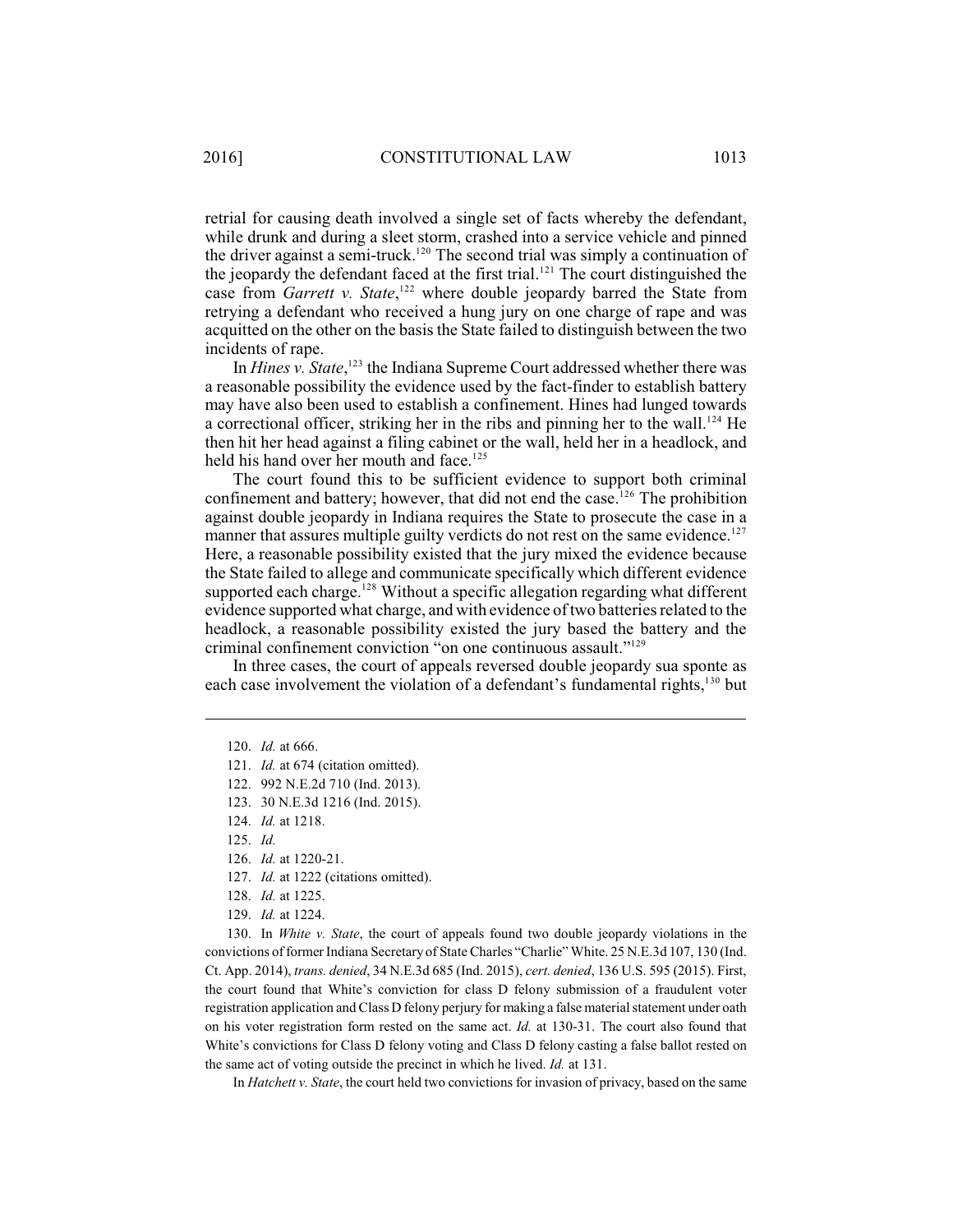retrial for causing death involved a single set of facts whereby the defendant, while drunk and during a sleet storm, crashed into a service vehicle and pinned the driver against a semi-truck.[120] The second trial was simply a continuation of the jeopardy the defendant faced at the first trial.[121] The court distinguished the case from *Garrett v. State*,[122] where double jeopardy barred the State from retrying a defendant who received a hung jury on one charge of rape and was acquitted on the other on the basis the State failed to distinguish between the two incidents of rape.

In *Hines v. State*,[123] the Indiana Supreme Court addressed whether there was a reasonable possibility the evidence used by the fact-finder to establish battery may have also been used to establish a confinement. Hines had lunged towards a correctional officer, striking her in the ribs and pinning her to the wall.[124] He then hit her head against a filing cabinet or the wall, held her in a headlock, and held his hand over her mouth and face.[125]

The court found this to be sufficient evidence to support both criminal confinement and battery; however, that did not end the case.[126] The prohibition against double jeopardy in Indiana requires the State to prosecute the case in a manner that assures multiple guilty verdicts do not rest on the same evidence.[127] Here, a reasonable possibility existed that the jury mixed the evidence because the State failed to allege and communicate specifically which different evidence supported each charge.[128] Without a specific allegation regarding what different evidence supported what charge, and with evidence of two batteries related to the headlock, a reasonable possibility existed the jury based the battery and the criminal confinement conviction "on one continuous assault."[129]

In three cases, the court of appeals reversed double jeopardy sua sponte as each case involvement the violation of a defendant's fundamental rights,[130] but

---

120. *Id.* at 666.

121. *Id.* at 674 (citation omitted).

122. 992 N.E.2d 710 (Ind. 2013).

123. 30 N.E.3d 1216 (Ind. 2015).

124. *Id.* at 1218.

125. *Id.*

126. *Id.* at 1220-21.

127. *Id.* at 1222 (citations omitted).

128. *Id.* at 1225.

129. *Id.* at 1224.

130. In *White v. State*, the court of appeals found two double jeopardy violations in the convictions of former Indiana Secretary of State Charles "Charlie" White. 25 N.E.3d 107, 130 (Ind. Ct. App. 2014), *trans. denied*, 34 N.E.3d 685 (Ind. 2015), *cert. denied*, 136 U.S. 595 (2015). First, the court found that White's conviction for class D felony submission of a fraudulent voter registration application and Class D felony perjury for making a false material statement under oath on his voter registration form rested on the same act. *Id.* at 130-31. The court also found that White's convictions for Class D felony voting and Class D felony casting a false ballot rested on the same act of voting outside the precinct in which he lived. *Id.* at 131.

In *Hatchett v. State*, the court held two convictions for invasion of privacy, based on the same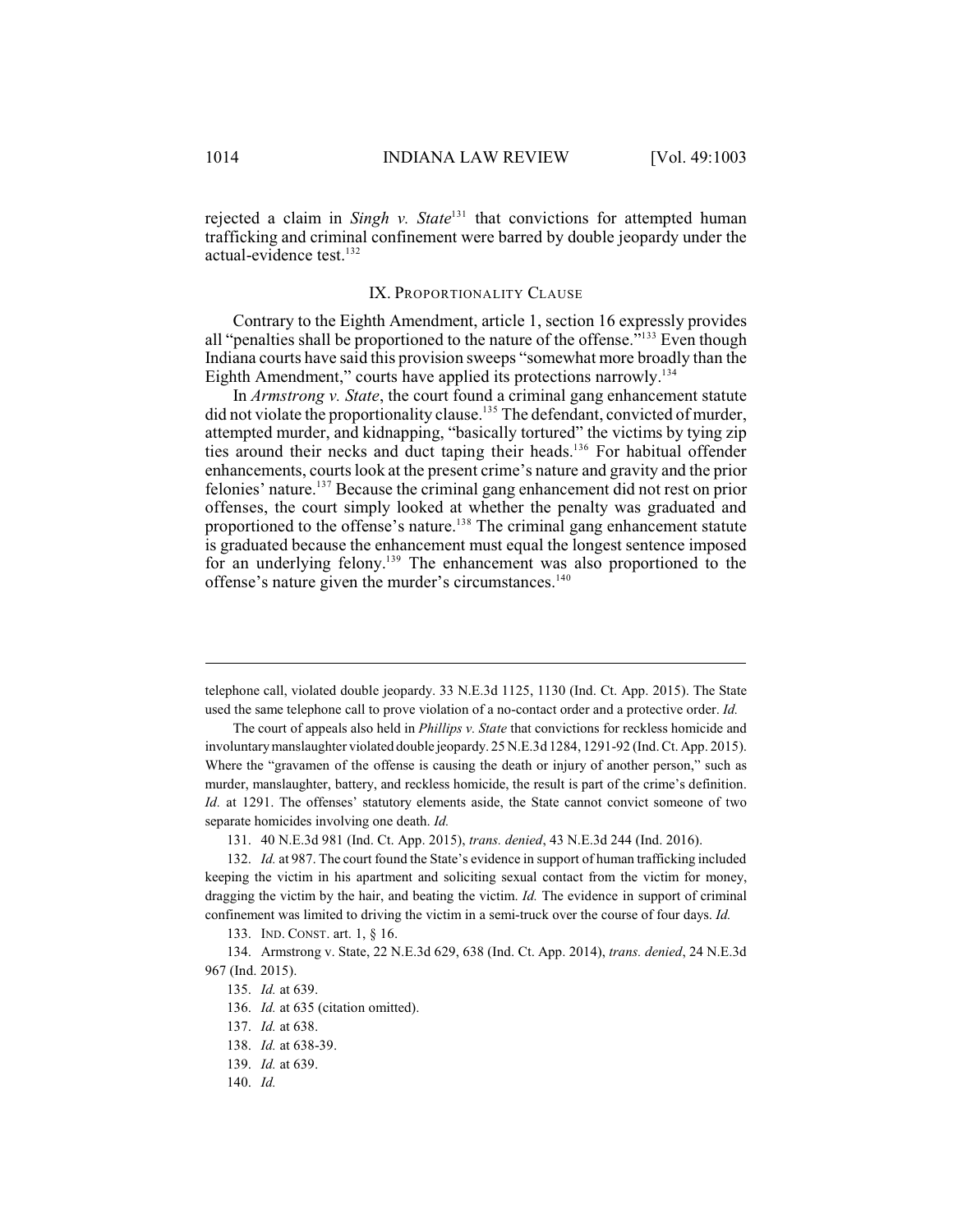rejected a claim in *Singh v. State*[131] that convictions for attempted human trafficking and criminal confinement were barred by double jeopardy under the actual-evidence test.[132]

## IX. PROPORTIONALITY CLAUSE

Contrary to the Eighth Amendment, article 1, section 16 expressly provides all "penalties shall be proportioned to the nature of the offense."[133] Even though Indiana courts have said this provision sweeps "somewhat more broadly than the Eighth Amendment," courts have applied its protections narrowly.[134]

In *Armstrong v. State*, the court found a criminal gang enhancement statute did not violate the proportionality clause.[135] The defendant, convicted of murder, attempted murder, and kidnapping, "basically tortured" the victims by tying zip ties around their necks and duct taping their heads.[136] For habitual offender enhancements, courts look at the present crime's nature and gravity and the prior felonies' nature.[137] Because the criminal gang enhancement did not rest on prior offenses, the court simply looked at whether the penalty was graduated and proportioned to the offense's nature.[138] The criminal gang enhancement statute is graduated because the enhancement must equal the longest sentence imposed for an underlying felony.[139] The enhancement was also proportioned to the offense's nature given the murder's circumstances.[140]

---

telephone call, violated double jeopardy. 33 N.E.3d 1125, 1130 (Ind. Ct. App. 2015). The State used the same telephone call to prove violation of a no-contact order and a protective order. *Id.*

The court of appeals also held in *Phillips v. State* that convictions for reckless homicide and involuntary manslaughter violated double jeopardy. 25 N.E.3d 1284, 1291-92 (Ind. Ct. App. 2015). Where the "gravamen of the offense is causing the death or injury of another person," such as murder, manslaughter, battery, and reckless homicide, the result is part of the crime's definition. *Id.* at 1291. The offenses' statutory elements aside, the State cannot convict someone of two separate homicides involving one death. *Id.*

131. 40 N.E.3d 981 (Ind. Ct. App. 2015), *trans. denied*, 43 N.E.3d 244 (Ind. 2016).

132. *Id.* at 987. The court found the State's evidence in support of human trafficking included keeping the victim in his apartment and soliciting sexual contact from the victim for money, dragging the victim by the hair, and beating the victim. *Id.* The evidence in support of criminal confinement was limited to driving the victim in a semi-truck over the course of four days. *Id.*

133. IND. CONST. art. 1, § 16.

134. Armstrong v. State, 22 N.E.3d 629, 638 (Ind. Ct. App. 2014), *trans. denied*, 24 N.E.3d 967 (Ind. 2015).

135. *Id.* at 639.

136. *Id.* at 635 (citation omitted).

137. *Id.* at 638.

138. *Id.* at 638-39.

139. *Id.* at 639.

140. *Id.*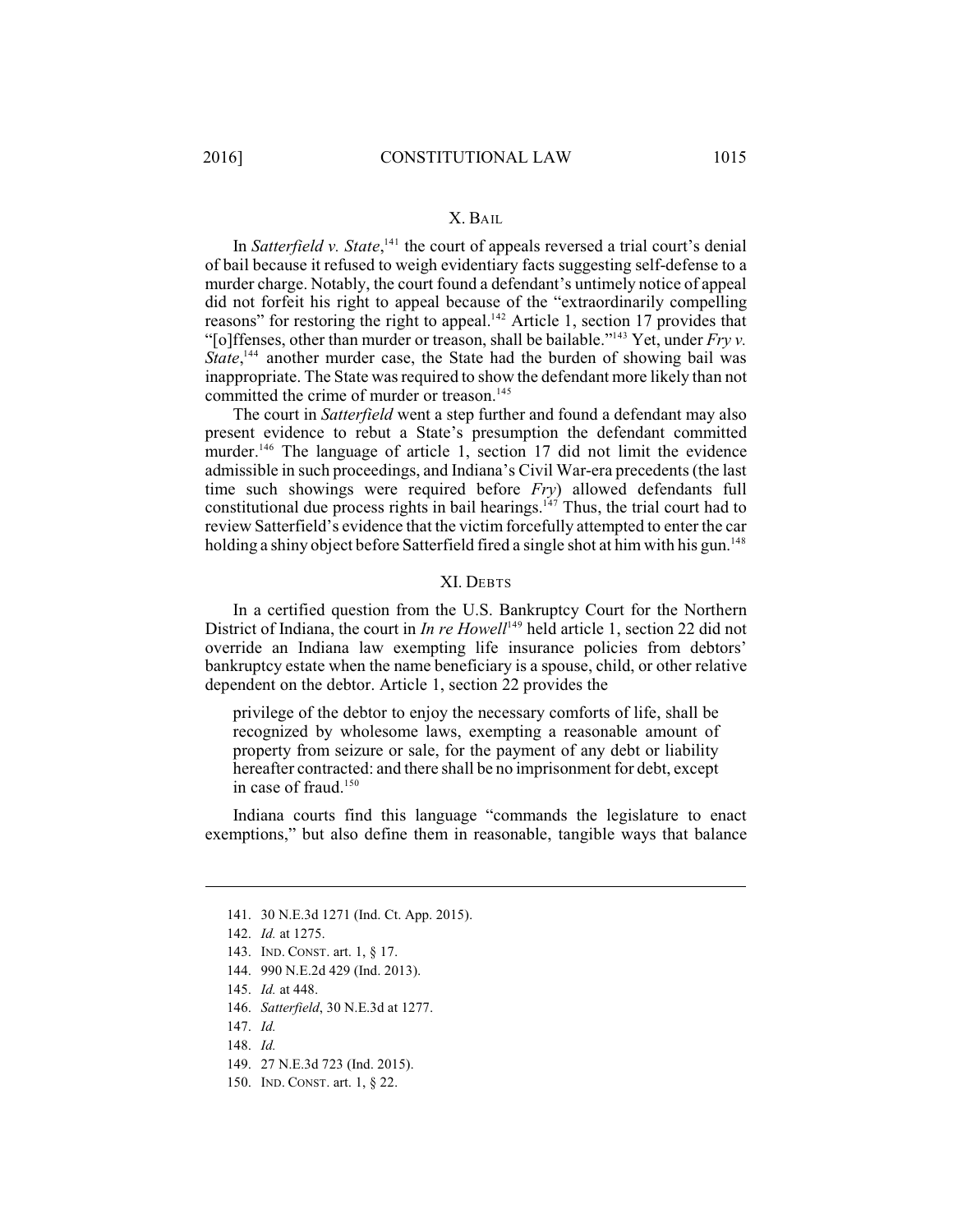## X. BAIL

In *Satterfield v. State*,[141] the court of appeals reversed a trial court's denial of bail because it refused to weigh evidentiary facts suggesting self-defense to a murder charge. Notably, the court found a defendant's untimely notice of appeal did not forfeit his right to appeal because of the "extraordinarily compelling reasons" for restoring the right to appeal.[142] Article 1, section 17 provides that "[o]ffenses, other than murder or treason, shall be bailable."[143] Yet, under *Fry v. State*,[144] another murder case, the State had the burden of showing bail was inappropriate. The State was required to show the defendant more likely than not committed the crime of murder or treason.[145]

The court in *Satterfield* went a step further and found a defendant may also present evidence to rebut a State's presumption the defendant committed murder.[146] The language of article 1, section 17 did not limit the evidence admissible in such proceedings, and Indiana's Civil War-era precedents (the last time such showings were required before *Fry*) allowed defendants full constitutional due process rights in bail hearings.[147] Thus, the trial court had to review Satterfield's evidence that the victim forcefully attempted to enter the car holding a shiny object before Satterfield fired a single shot at him with his gun.[148]

## XI. DEBTS

In a certified question from the U.S. Bankruptcy Court for the Northern District of Indiana, the court in *In re Howell*[149] held article 1, section 22 did not override an Indiana law exempting life insurance policies from debtors' bankruptcy estate when the name beneficiary is a spouse, child, or other relative dependent on the debtor. Article 1, section 22 provides the

> privilege of the debtor to enjoy the necessary comforts of life, shall be recognized by wholesome laws, exempting a reasonable amount of property from seizure or sale, for the payment of any debt or liability hereafter contracted: and there shall be no imprisonment for debt, except in case of fraud.[150]

Indiana courts find this language "commands the legislature to enact exemptions," but also define them in reasonable, tangible ways that balance

---

141. 30 N.E.3d 1271 (Ind. Ct. App. 2015).
142. *Id.* at 1275.
143. IND. CONST. art. 1, § 17.
144. 990 N.E.2d 429 (Ind. 2013).
145. *Id.* at 448.
146. *Satterfield*, 30 N.E.3d at 1277.
147. *Id.*
148. *Id.*
149. 27 N.E.3d 723 (Ind. 2015).
150. IND. CONST. art. 1, § 22.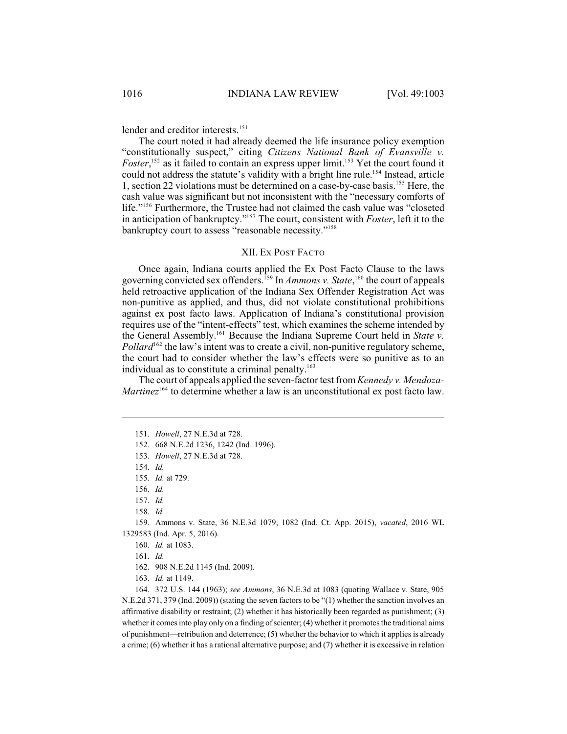lender and creditor interests.[151]

The court noted it had already deemed the life insurance policy exemption "constitutionally suspect," citing *Citizens National Bank of Evansville v. Foster*,[152] as it failed to contain an express upper limit.[153] Yet the court found it could not address the statute's validity with a bright line rule.[154] Instead, article 1, section 22 violations must be determined on a case-by-case basis.[155] Here, the cash value was significant but not inconsistent with the "necessary comforts of life."[156] Furthermore, the Trustee had not claimed the cash value was "closeted in anticipation of bankruptcy."[157] The court, consistent with *Foster*, left it to the bankruptcy court to assess "reasonable necessity."[158]

## XII. EX POST FACTO

Once again, Indiana courts applied the Ex Post Facto Clause to the laws governing convicted sex offenders.[159] In *Ammons v. State*,[160] the court of appeals held retroactive application of the Indiana Sex Offender Registration Act was non-punitive as applied, and thus, did not violate constitutional prohibitions against ex post facto laws. Application of Indiana's constitutional provision requires use of the "intent-effects" test, which examines the scheme intended by the General Assembly.[161] Because the Indiana Supreme Court held in *State v. Pollard*[162] the law's intent was to create a civil, non-punitive regulatory scheme, the court had to consider whether the law's effects were so punitive as to an individual as to constitute a criminal penalty.[163]

The court of appeals applied the seven-factor test from *Kennedy v. Mendoza-Martinez*[164] to determine whether a law is an unconstitutional ex post facto law.

---

151. *Howell*, 27 N.E.3d at 728.

152. 668 N.E.2d 1236, 1242 (Ind. 1996).

153. *Howell*, 27 N.E.3d at 728.

154. *Id.*

155. *Id.* at 729.

156. *Id.*

157. *Id.*

158. *Id.*

159. Ammons v. State, 36 N.E.3d 1079, 1082 (Ind. Ct. App. 2015), *vacated*, 2016 WL 1329583 (Ind. Apr. 5, 2016).

160. *Id.* at 1083.

161. *Id.*

162. 908 N.E.2d 1145 (Ind. 2009).

163. *Id.* at 1149.

164. 372 U.S. 144 (1963); *see Ammons*, 36 N.E.3d at 1083 (quoting Wallace v. State, 905 N.E.2d 371, 379 (Ind. 2009)) (stating the seven factors to be "(1) whether the sanction involves an affirmative disability or restraint; (2) whether it has historically been regarded as punishment; (3) whether it comes into play only on a finding of scienter; (4) whether it promotes the traditional aims of punishment—retribution and deterrence; (5) whether the behavior to which it applies is already a crime; (6) whether it has a rational alternative purpose; and (7) whether it is excessive in relation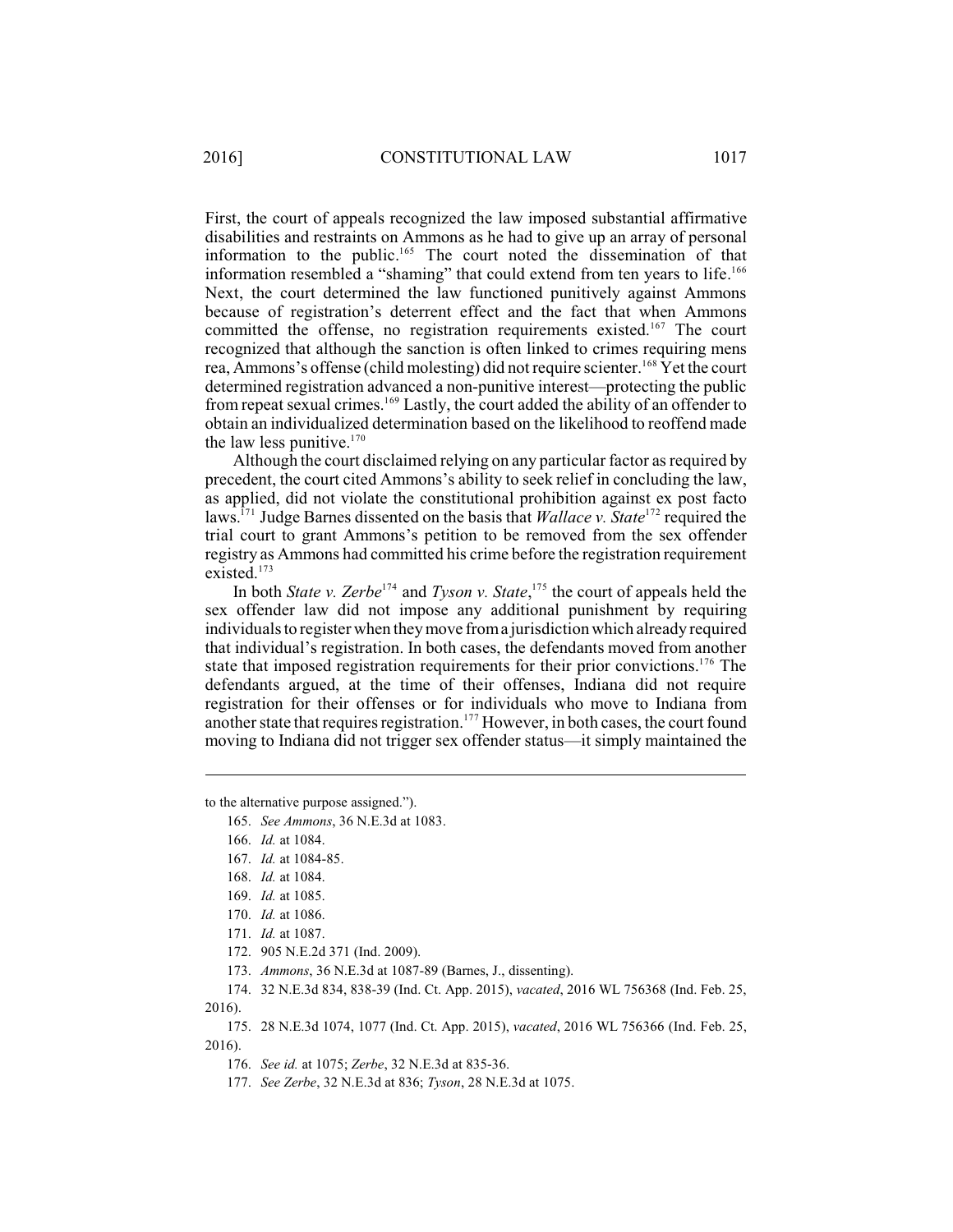First, the court of appeals recognized the law imposed substantial affirmative disabilities and restraints on Ammons as he had to give up an array of personal information to the public.[165] The court noted the dissemination of that information resembled a "shaming" that could extend from ten years to life.[166] Next, the court determined the law functioned punitively against Ammons because of registration's deterrent effect and the fact that when Ammons committed the offense, no registration requirements existed.[167] The court recognized that although the sanction is often linked to crimes requiring mens rea, Ammons's offense (child molesting) did not require scienter.[168] Yet the court determined registration advanced a non-punitive interest—protecting the public from repeat sexual crimes.[169] Lastly, the court added the ability of an offender to obtain an individualized determination based on the likelihood to reoffend made the law less punitive.[170]

Although the court disclaimed relying on any particular factor as required by precedent, the court cited Ammons's ability to seek relief in concluding the law, as applied, did not violate the constitutional prohibition against ex post facto laws.[171] Judge Barnes dissented on the basis that *Wallace v. State*[172] required the trial court to grant Ammons's petition to be removed from the sex offender registry as Ammons had committed his crime before the registration requirement existed.[173]

In both *State v. Zerbe*[174] and *Tyson v. State*,[175] the court of appeals held the sex offender law did not impose any additional punishment by requiring individuals to register when they move from a jurisdiction which already required that individual's registration. In both cases, the defendants moved from another state that imposed registration requirements for their prior convictions.[176] The defendants argued, at the time of their offenses, Indiana did not require registration for their offenses or for individuals who move to Indiana from another state that requires registration.[177] However, in both cases, the court found moving to Indiana did not trigger sex offender status—it simply maintained the

---

to the alternative purpose assigned.").

165. *See Ammons*, 36 N.E.3d at 1083.

166. *Id.* at 1084.

167. *Id.* at 1084-85.

168. *Id.* at 1084.

169. *Id.* at 1085.

170. *Id.* at 1086.

171. *Id.* at 1087.

172. 905 N.E.2d 371 (Ind. 2009).

173. *Ammons*, 36 N.E.3d at 1087-89 (Barnes, J., dissenting).

174. 32 N.E.3d 834, 838-39 (Ind. Ct. App. 2015), *vacated*, 2016 WL 756368 (Ind. Feb. 25, 2016).

175. 28 N.E.3d 1074, 1077 (Ind. Ct. App. 2015), *vacated*, 2016 WL 756366 (Ind. Feb. 25, 2016).

176. *See id.* at 1075; *Zerbe*, 32 N.E.3d at 835-36.

177. *See Zerbe*, 32 N.E.3d at 836; *Tyson*, 28 N.E.3d at 1075.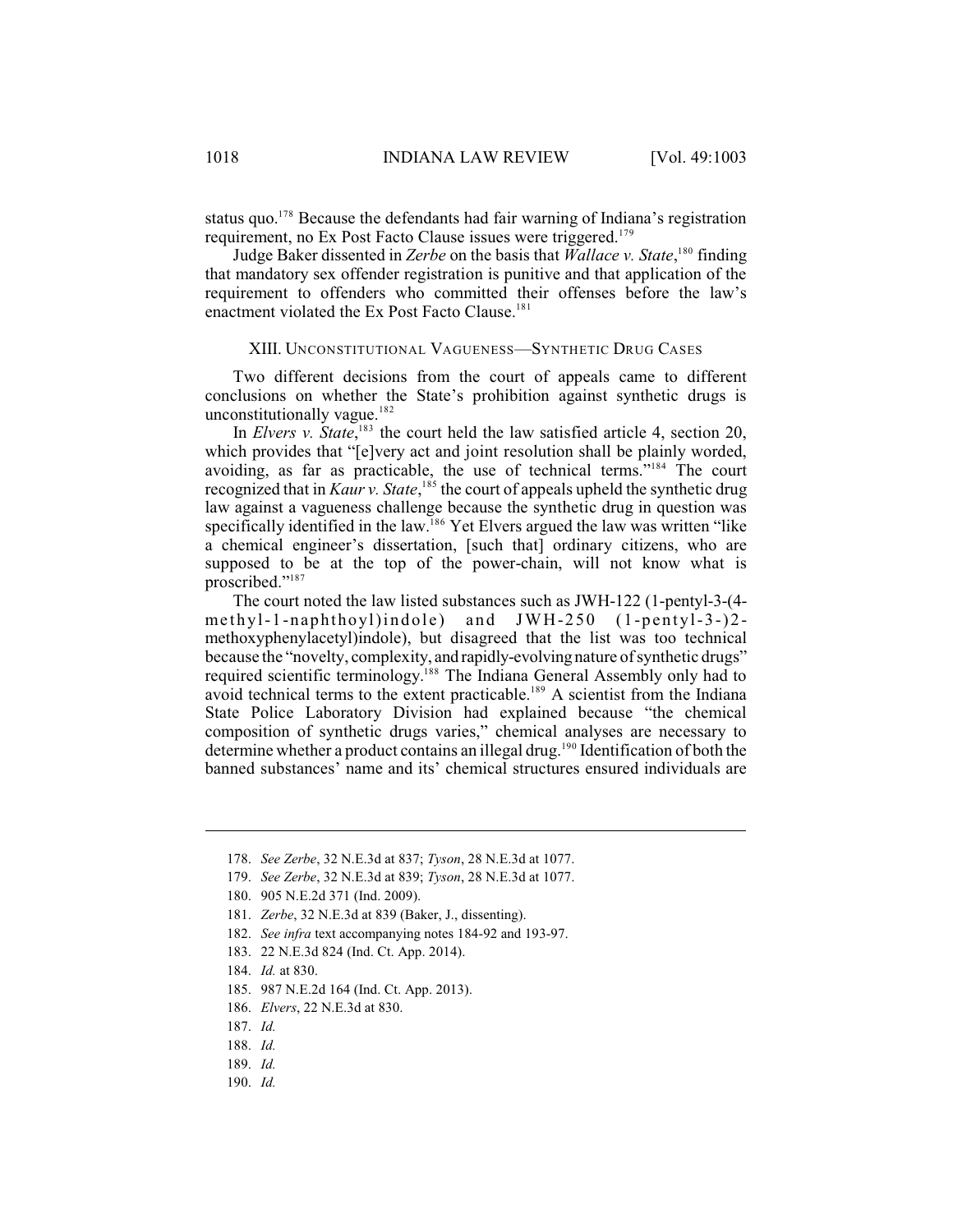status quo.[178] Because the defendants had fair warning of Indiana's registration requirement, no Ex Post Facto Clause issues were triggered.[179]

Judge Baker dissented in *Zerbe* on the basis that *Wallace v. State*,[180] finding that mandatory sex offender registration is punitive and that application of the requirement to offenders who committed their offenses before the law's enactment violated the Ex Post Facto Clause.[181]

## XIII. Unconstitutional Vagueness—Synthetic Drug Cases

Two different decisions from the court of appeals came to different conclusions on whether the State's prohibition against synthetic drugs is unconstitutionally vague.[182]

In *Elvers v. State*,[183] the court held the law satisfied article 4, section 20, which provides that "[e]very act and joint resolution shall be plainly worded, avoiding, as far as practicable, the use of technical terms."[184] The court recognized that in *Kaur v. State*,[185] the court of appeals upheld the synthetic drug law against a vagueness challenge because the synthetic drug in question was specifically identified in the law.[186] Yet Elvers argued the law was written "like a chemical engineer's dissertation, [such that] ordinary citizens, who are supposed to be at the top of the power-chain, will not know what is proscribed."[187]

The court noted the law listed substances such as JWH-122 (1-pentyl-3-(4-methyl-1-naphthoyl)indole) and JWH-250 (1-pentyl-3-)2-methoxyphenylacetyl)indole), but disagreed that the list was too technical because the "novelty, complexity, and rapidly-evolving nature of synthetic drugs" required scientific terminology.[188] The Indiana General Assembly only had to avoid technical terms to the extent practicable.[189] A scientist from the Indiana State Police Laboratory Division had explained because "the chemical composition of synthetic drugs varies," chemical analyses are necessary to determine whether a product contains an illegal drug.[190] Identification of both the banned substances' name and its' chemical structures ensured individuals are

---

178. *See Zerbe*, 32 N.E.3d at 837; *Tyson*, 28 N.E.3d at 1077.

179. *See Zerbe*, 32 N.E.3d at 839; *Tyson*, 28 N.E.3d at 1077.

180. 905 N.E.2d 371 (Ind. 2009).

181. *Zerbe*, 32 N.E.3d at 839 (Baker, J., dissenting).

182. *See infra* text accompanying notes 184-92 and 193-97.

183. 22 N.E.3d 824 (Ind. Ct. App. 2014).

184. *Id.* at 830.

185. 987 N.E.2d 164 (Ind. Ct. App. 2013).

186. *Elvers*, 22 N.E.3d at 830.

187. *Id.*

188. *Id.*

189. *Id.*

190. *Id.*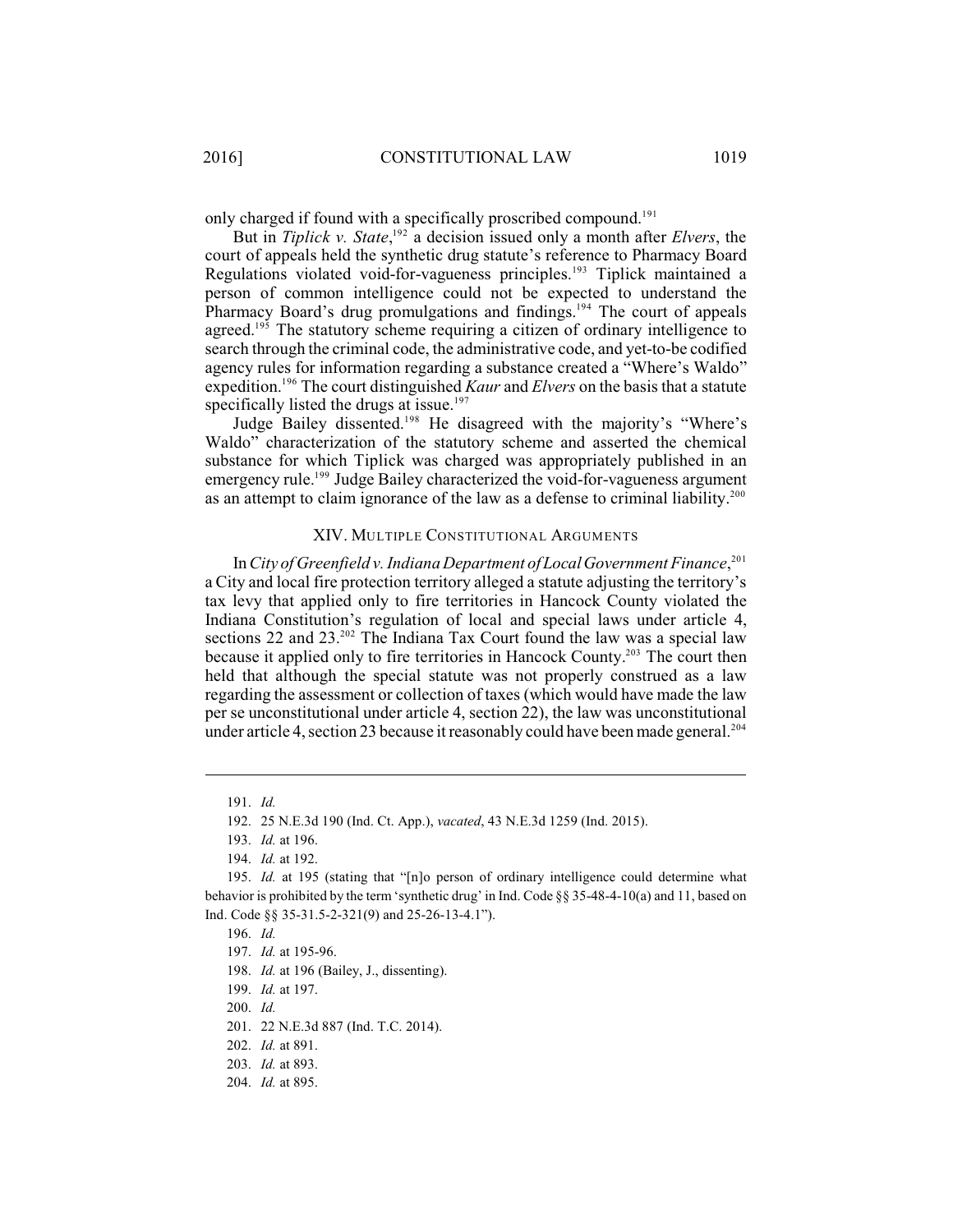only charged if found with a specifically proscribed compound.[191]

But in *Tiplick v. State*,[192] a decision issued only a month after *Elvers*, the court of appeals held the synthetic drug statute's reference to Pharmacy Board Regulations violated void-for-vagueness principles.[193] Tiplick maintained a person of common intelligence could not be expected to understand the Pharmacy Board's drug promulgations and findings.[194] The court of appeals agreed.[195] The statutory scheme requiring a citizen of ordinary intelligence to search through the criminal code, the administrative code, and yet-to-be codified agency rules for information regarding a substance created a "Where's Waldo" expedition.[196] The court distinguished *Kaur* and *Elvers* on the basis that a statute specifically listed the drugs at issue.[197]

Judge Bailey dissented.[198] He disagreed with the majority's "Where's Waldo" characterization of the statutory scheme and asserted the chemical substance for which Tiplick was charged was appropriately published in an emergency rule.[199] Judge Bailey characterized the void-for-vagueness argument as an attempt to claim ignorance of the law as a defense to criminal liability.[200]

## XIV. Multiple Constitutional Arguments

In *City of Greenfield v. Indiana Department of Local Government Finance*,[201] a City and local fire protection territory alleged a statute adjusting the territory's tax levy that applied only to fire territories in Hancock County violated the Indiana Constitution's regulation of local and special laws under article 4, sections 22 and 23.[202] The Indiana Tax Court found the law was a special law because it applied only to fire territories in Hancock County.[203] The court then held that although the special statute was not properly construed as a law regarding the assessment or collection of taxes (which would have made the law per se unconstitutional under article 4, section 22), the law was unconstitutional under article 4, section 23 because it reasonably could have been made general.[204]

---

191. *Id.*

192. 25 N.E.3d 190 (Ind. Ct. App.), *vacated*, 43 N.E.3d 1259 (Ind. 2015).

193. *Id.* at 196.

194. *Id.* at 192.

195. *Id.* at 195 (stating that "[n]o person of ordinary intelligence could determine what behavior is prohibited by the term 'synthetic drug' in Ind. Code §§ 35-48-4-10(a) and 11, based on Ind. Code §§ 35-31.5-2-321(9) and 25-26-13-4.1").

196. *Id.*

197. *Id.* at 195-96.

198. *Id.* at 196 (Bailey, J., dissenting).

199. *Id.* at 197.

200. *Id.*

201. 22 N.E.3d 887 (Ind. T.C. 2014).

202. *Id.* at 891.

203. *Id.* at 893.

204. *Id.* at 895.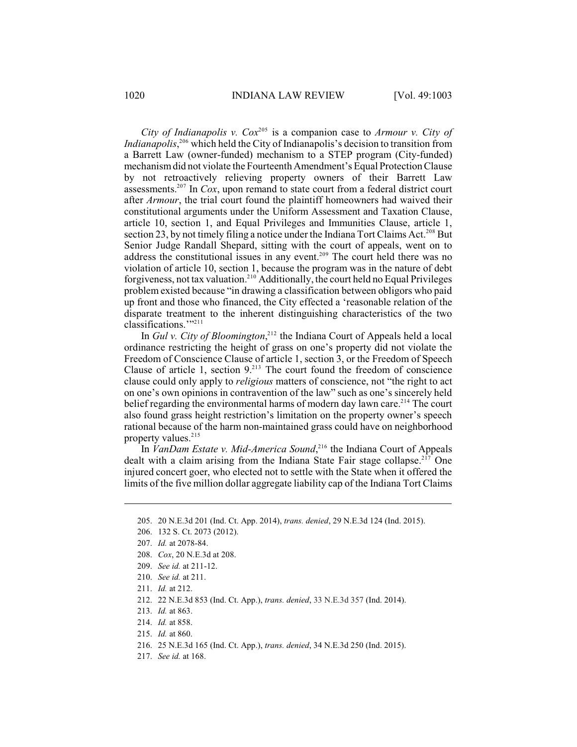*City of Indianapolis v. Cox*[205] is a companion case to *Armour v. City of Indianapolis*,[206] which held the City of Indianapolis's decision to transition from a Barrett Law (owner-funded) mechanism to a STEP program (City-funded) mechanism did not violate the Fourteenth Amendment's Equal Protection Clause by not retroactively relieving property owners of their Barrett Law assessments.[207] In *Cox*, upon remand to state court from a federal district court after *Armour*, the trial court found the plaintiff homeowners had waived their constitutional arguments under the Uniform Assessment and Taxation Clause, article 10, section 1, and Equal Privileges and Immunities Clause, article 1, section 23, by not timely filing a notice under the Indiana Tort Claims Act.[208] But Senior Judge Randall Shepard, sitting with the court of appeals, went on to address the constitutional issues in any event.[209] The court held there was no violation of article 10, section 1, because the program was in the nature of debt forgiveness, not tax valuation.[210] Additionally, the court held no Equal Privileges problem existed because "in drawing a classification between obligors who paid up front and those who financed, the City effected a 'reasonable relation of the disparate treatment to the inherent distinguishing characteristics of the two classifications.'"[211]

In *Gul v. City of Bloomington*,[212] the Indiana Court of Appeals held a local ordinance restricting the height of grass on one's property did not violate the Freedom of Conscience Clause of article 1, section 3, or the Freedom of Speech Clause of article 1, section 9.[213] The court found the freedom of conscience clause could only apply to *religious* matters of conscience, not "the right to act on one's own opinions in contravention of the law" such as one's sincerely held belief regarding the environmental harms of modern day lawn care.[214] The court also found grass height restriction's limitation on the property owner's speech rational because of the harm non-maintained grass could have on neighborhood property values.[215]

In *VanDam Estate v. Mid-America Sound*,[216] the Indiana Court of Appeals dealt with a claim arising from the Indiana State Fair stage collapse.[217] One injured concert goer, who elected not to settle with the State when it offered the limits of the five million dollar aggregate liability cap of the Indiana Tort Claims

---

205. 20 N.E.3d 201 (Ind. Ct. App. 2014), *trans. denied*, 29 N.E.3d 124 (Ind. 2015).

206. 132 S. Ct. 2073 (2012).

207. *Id.* at 2078-84.

208. *Cox*, 20 N.E.3d at 208.

209. *See id.* at 211-12.

210. *See id.* at 211.

211. *Id.* at 212.

212. 22 N.E.3d 853 (Ind. Ct. App.), *trans. denied*, 33 N.E.3d 357 (Ind. 2014).

213. *Id.* at 863.

214. *Id.* at 858.

215. *Id.* at 860.

216. 25 N.E.3d 165 (Ind. Ct. App.), *trans. denied*, 34 N.E.3d 250 (Ind. 2015).

217. *See id.* at 168.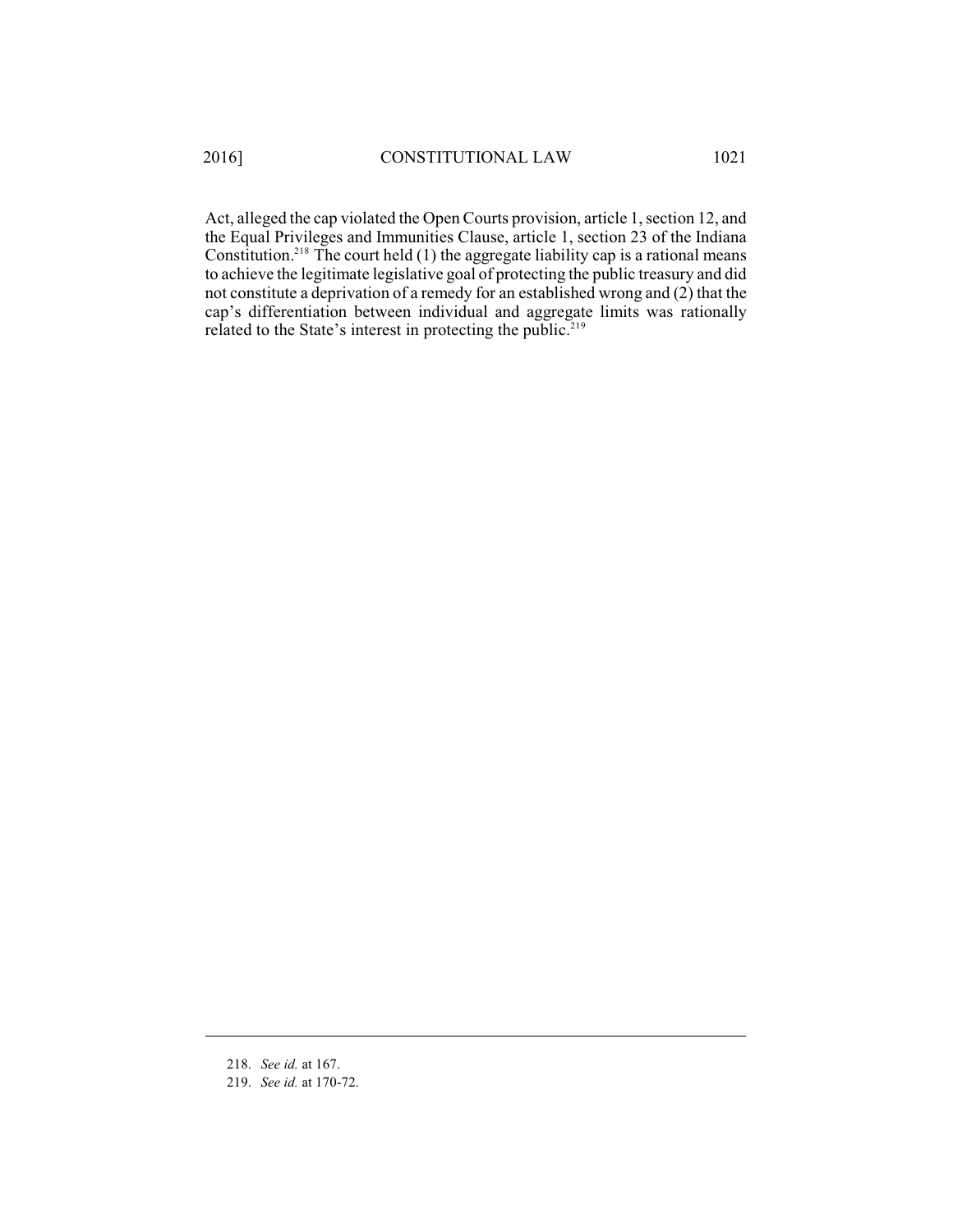Act, alleged the cap violated the Open Courts provision, article 1, section 12, and the Equal Privileges and Immunities Clause, article 1, section 23 of the Indiana Constitution.[218] The court held (1) the aggregate liability cap is a rational means to achieve the legitimate legislative goal of protecting the public treasury and did not constitute a deprivation of a remedy for an established wrong and (2) that the cap's differentiation between individual and aggregate limits was rationally related to the State's interest in protecting the public.[219]

---

218. *See id.* at 167.

219. *See id.* at 170-72.